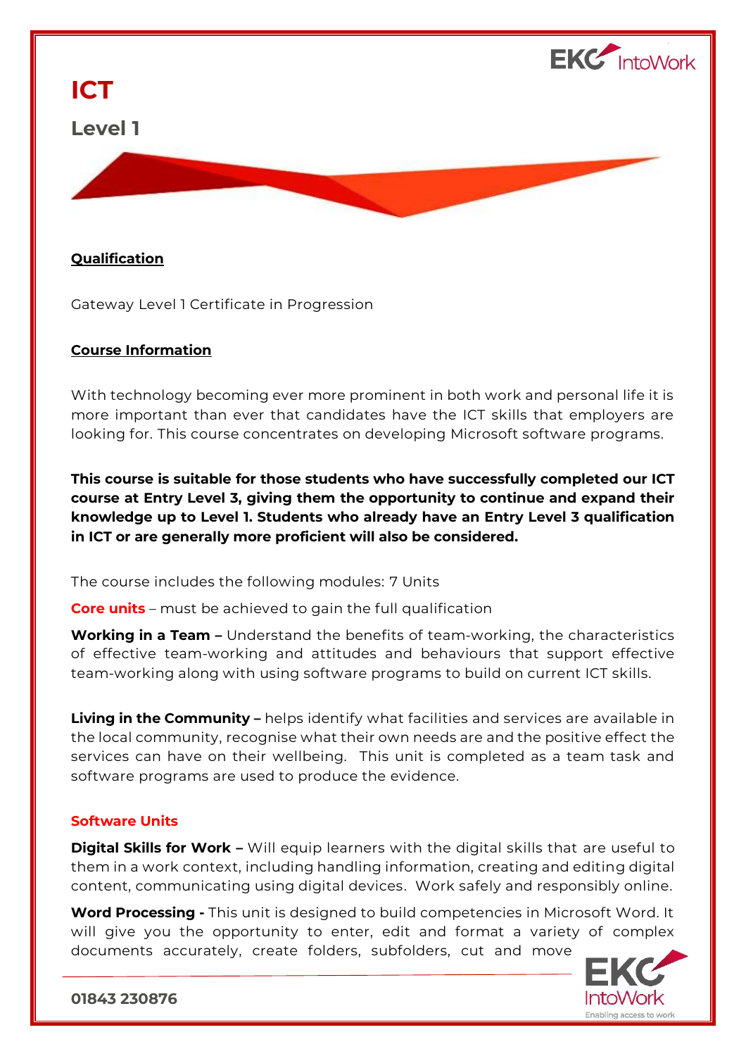# ICT

## Level 1

**Qualification**

Gateway Level 1 Certificate in Progression

**Course Information**

With technology becoming ever more prominent in both work and personal life it is more important than ever that candidates have the ICT skills that employers are looking for. This course concentrates on developing Microsoft software programs.

**This course is suitable for those students who have successfully completed our ICT course at Entry Level 3, giving them the opportunity to continue and expand their knowledge up to Level 1. Students who already have an Entry Level 3 qualification in ICT or are generally more proficient will also be considered.**

The course includes the following modules: 7 Units

**Core units** – must be achieved to gain the full qualification

**Working in a Team –** Understand the benefits of team-working, the characteristics of effective team-working and attitudes and behaviours that support effective team-working along with using software programs to build on current ICT skills.

**Living in the Community –** helps identify what facilities and services are available in the local community, recognise what their own needs are and the positive effect the services can have on their wellbeing. This unit is completed as a team task and software programs are used to produce the evidence.

**Software Units**

**Digital Skills for Work –** Will equip learners with the digital skills that are useful to them in a work context, including handling information, creating and editing digital content, communicating using digital devices. Work safely and responsibly online.

**Word Processing -** This unit is designed to build competencies in Microsoft Word. It will give you the opportunity to enter, edit and format a variety of complex documents accurately, create folders, subfolders, cut and move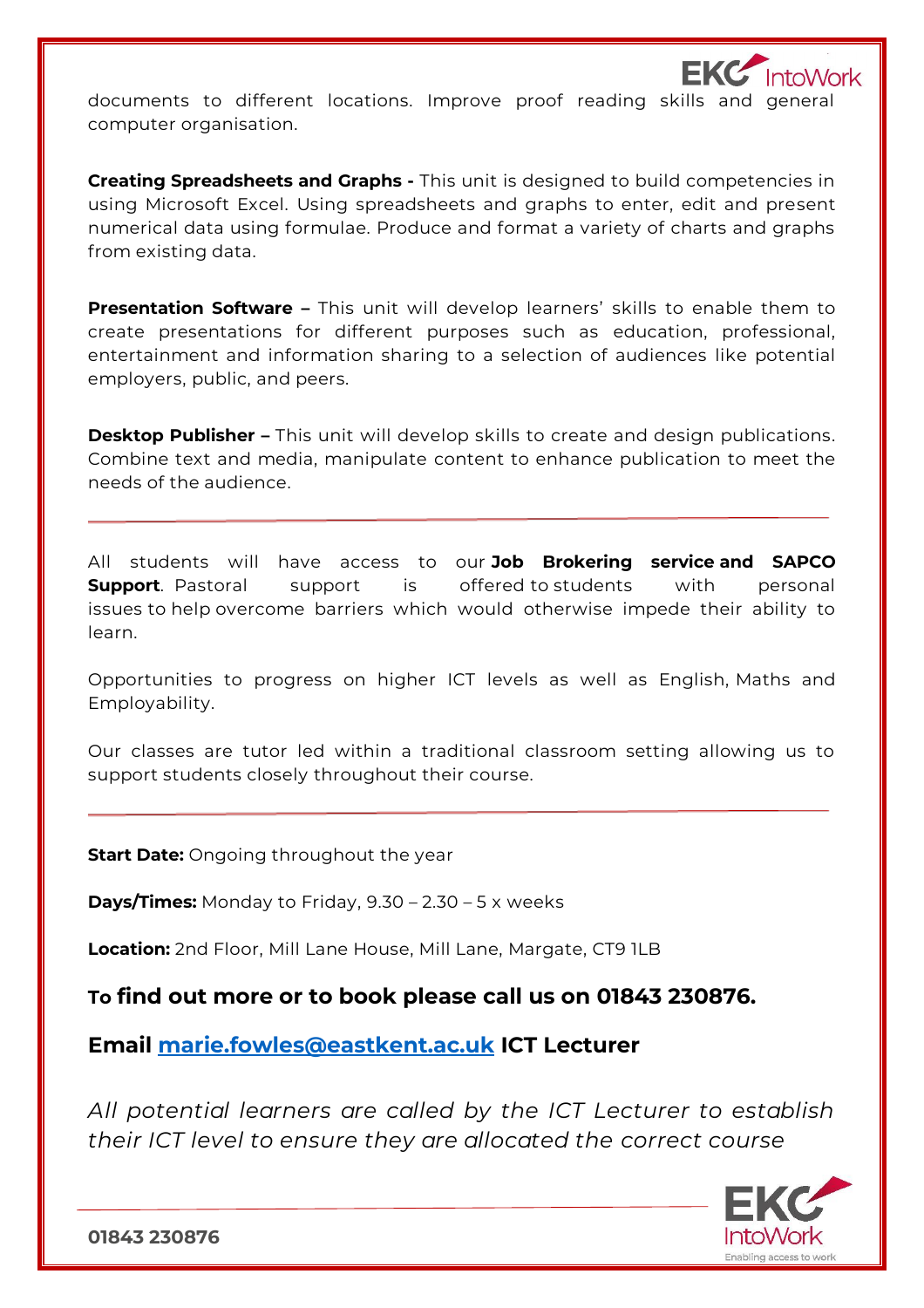documents to different locations. Improve proof reading skills and general computer organisation.

**Creating Spreadsheets and Graphs -** This unit is designed to build competencies in using Microsoft Excel. Using spreadsheets and graphs to enter, edit and present numerical data using formulae. Produce and format a variety of charts and graphs from existing data.

**Presentation Software –** This unit will develop learners' skills to enable them to create presentations for different purposes such as education, professional, entertainment and information sharing to a selection of audiences like potential employers, public, and peers.

**Desktop Publisher –** This unit will develop skills to create and design publications. Combine text and media, manipulate content to enhance publication to meet the needs of the audience.

---

All students will have access to our **Job Brokering service and SAPCO Support**. Pastoral support is offered to students with personal issues to help overcome barriers which would otherwise impede their ability to learn.

Opportunities to progress on higher ICT levels as well as English, Maths and Employability.

Our classes are tutor led within a traditional classroom setting allowing us to support students closely throughout their course.

---

**Start Date:** Ongoing throughout the year

**Days/Times:** Monday to Friday, 9.30 – 2.30 – 5 x weeks

**Location:** 2nd Floor, Mill Lane House, Mill Lane, Margate, CT9 1LB

### To find out more or to book please call us on 01843 230876.

### Email [marie.fowles@eastkent.ac.uk](mailto:marie.fowles@eastkent.ac.uk) ICT Lecturer

*All potential learners are called by the ICT Lecturer to establish their ICT level to ensure they are allocated the correct course*